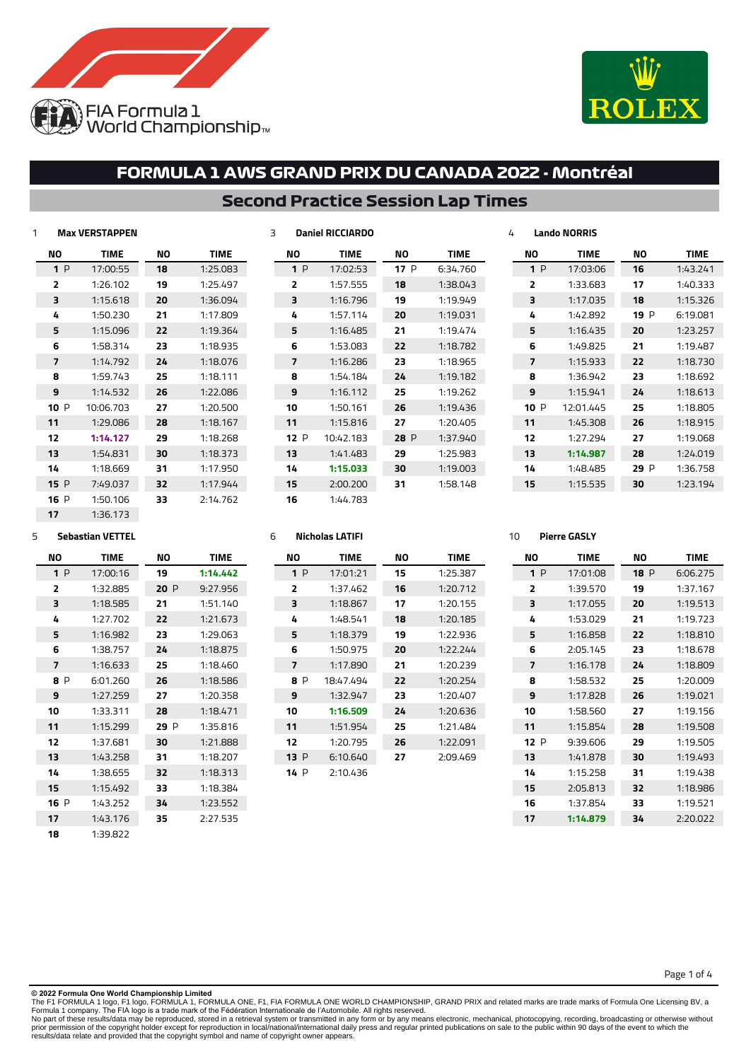FIA Formula 1 World Championship

ROLEX

# FORMULA 1 AWS GRAND PRIX DU CANADA 2022 - Montréal

## Second Practice Session Lap Times

### 1 Max VERSTAPPEN

| NO | TIME | NO | TIME |
|---|---|---|---|
| 1 P | 17:00:55 | 18 | 1:25.083 |
| 2 | 1:26.102 | 19 | 1:25.497 |
| 3 | 1:15.618 | 20 | 1:36.094 |
| 4 | 1:50.230 | 21 | 1:17.809 |
| 5 | 1:15.096 | 22 | 1:19.364 |
| 6 | 1:58.314 | 23 | 1:18.935 |
| 7 | 1:14.792 | 24 | 1:18.076 |
| 8 | 1:59.743 | 25 | 1:18.111 |
| 9 | 1:14.532 | 26 | 1:22.086 |
| 10 P | 10:06.703 | 27 | 1:20.500 |
| 11 | 1:29.086 | 28 | 1:18.167 |
| 12 | **1:14.127** | 29 | 1:18.268 |
| 13 | 1:54.831 | 30 | 1:18.373 |
| 14 | 1:18.669 | 31 | 1:17.950 |
| 15 P | 7:49.037 | 32 | 1:17.944 |
| 16 P | 1:50.106 | 33 | 2:14.762 |
| 17 | 1:36.173 | | |

### 3 Daniel RICCIARDO

| NO | TIME | NO | TIME |
|---|---|---|---|
| 1 P | 17:02:53 | 17 P | 6:34.760 |
| 2 | 1:57.555 | 18 | 1:38.043 |
| 3 | 1:16.796 | 19 | 1:19.949 |
| 4 | 1:57.114 | 20 | 1:19.031 |
| 5 | 1:16.485 | 21 | 1:19.474 |
| 6 | 1:53.083 | 22 | 1:18.782 |
| 7 | 1:16.286 | 23 | 1:18.965 |
| 8 | 1:54.184 | 24 | 1:19.182 |
| 9 | 1:16.112 | 25 | 1:19.262 |
| 10 | 1:50.161 | 26 | 1:19.436 |
| 11 | 1:15.816 | 27 | 1:20.405 |
| 12 P | 10:42.183 | 28 P | 1:37.940 |
| 13 | 1:41.483 | 29 | 1:25.983 |
| 14 | **1:15.033** | 30 | 1:19.003 |
| 15 | 2:00.200 | 31 | 1:58.148 |
| 16 | 1:44.783 | | |

### 4 Lando NORRIS

| NO | TIME | NO | TIME |
|---|---|---|---|
| 1 P | 17:03:06 | 16 | 1:43.241 |
| 2 | 1:33.683 | 17 | 1:40.333 |
| 3 | 1:17.035 | 18 | 1:15.326 |
| 4 | 1:42.892 | 19 P | 6:19.081 |
| 5 | 1:16.435 | 20 | 1:23.257 |
| 6 | 1:49.825 | 21 | 1:19.487 |
| 7 | 1:15.933 | 22 | 1:18.730 |
| 8 | 1:36.942 | 23 | 1:18.692 |
| 9 | 1:15.941 | 24 | 1:18.613 |
| 10 P | 12:01.445 | 25 | 1:18.805 |
| 11 | 1:45.308 | 26 | 1:18.915 |
| 12 | 1:27.294 | 27 | 1:19.068 |
| 13 | **1:14.987** | 28 | 1:24.019 |
| 14 | 1:48.485 | 29 P | 1:36.758 |
| 15 | 1:15.535 | 30 | 1:23.194 |

### 5 Sebastian VETTEL

| NO | TIME | NO | TIME |
|---|---|---|---|
| 1 P | 17:00:16 | 19 | **1:14.442** |
| 2 | 1:32.885 | 20 P | 9:27.956 |
| 3 | 1:18.585 | 21 | 1:51.140 |
| 4 | 1:27.702 | 22 | 1:21.673 |
| 5 | 1:16.982 | 23 | 1:29.063 |
| 6 | 1:38.757 | 24 | 1:18.875 |
| 7 | 1:16.633 | 25 | 1:18.460 |
| 8 P | 6:01.260 | 26 | 1:18.586 |
| 9 | 1:27.259 | 27 | 1:20.358 |
| 10 | 1:33.311 | 28 | 1:18.471 |
| 11 | 1:15.299 | 29 P | 1:35.816 |
| 12 | 1:37.681 | 30 | 1:21.888 |
| 13 | 1:43.258 | 31 | 1:18.207 |
| 14 | 1:38.655 | 32 | 1:18.313 |
| 15 | 1:15.492 | 33 | 1:18.384 |
| 16 P | 1:43.252 | 34 | 1:23.552 |
| 17 | 1:43.176 | 35 | 2:27.535 |
| 18 | 1:39.822 | | |

### 6 Nicholas LATIFI

| NO | TIME | NO | TIME |
|---|---|---|---|
| 1 P | 17:01:21 | 15 | 1:25.387 |
| 2 | 1:37.462 | 16 | 1:20.712 |
| 3 | 1:18.867 | 17 | 1:20.155 |
| 4 | 1:48.541 | 18 | 1:20.185 |
| 5 | 1:18.379 | 19 | 1:22.936 |
| 6 | 1:50.975 | 20 | 1:22.244 |
| 7 | 1:17.890 | 21 | 1:20.239 |
| 8 P | 18:47.494 | 22 | 1:20.254 |
| 9 | 1:32.947 | 23 | 1:20.407 |
| 10 | **1:16.509** | 24 | 1:20.636 |
| 11 | 1:51.954 | 25 | 1:21.484 |
| 12 | 1:20.795 | 26 | 1:22.091 |
| 13 P | 6:10.640 | 27 | 2:09.469 |
| 14 P | 2:10.436 | | |

### 10 Pierre GASLY

| NO | TIME | NO | TIME |
|---|---|---|---|
| 1 P | 17:01:08 | 18 P | 6:06.275 |
| 2 | 1:39.570 | 19 | 1:37.167 |
| 3 | 1:17.055 | 20 | 1:19.513 |
| 4 | 1:53.029 | 21 | 1:19.723 |
| 5 | 1:16.858 | 22 | 1:18.810 |
| 6 | 2:05.145 | 23 | 1:18.678 |
| 7 | 1:16.178 | 24 | 1:18.809 |
| 8 | 1:58.532 | 25 | 1:20.009 |
| 9 | 1:17.828 | 26 | 1:19.021 |
| 10 | 1:58.560 | 27 | 1:19.156 |
| 11 | 1:15.854 | 28 | 1:19.508 |
| 12 P | 9:39.606 | 29 | 1:19.505 |
| 13 | 1:41.878 | 30 | 1:19.493 |
| 14 | 1:15.258 | 31 | 1:19.438 |
| 15 | 2:05.813 | 32 | 1:18.986 |
| 16 | 1:37.854 | 33 | 1:19.521 |
| 17 | **1:14.879** | 34 | 2:20.022 |

**© 2022 Formula One World Championship Limited**
The F1 FORMULA 1 logo, F1 logo, FORMULA 1, FORMULA ONE, F1, FIA FORMULA ONE WORLD CHAMPIONSHIP, GRAND PRIX and related marks are trade marks of Formula One Licensing BV, a Formula 1 company. The FIA logo is a trade mark of the Fédération Internationale de l'Automobile. All rights reserved.
No part of these results/data may be reproduced, stored in a retrieval system or transmitted in any form or by any means electronic, mechanical, photocopying, recording, broadcasting or otherwise without prior permission of the copyright holder except for reproduction in local/national/international daily press and regular printed publications on sale to the public within 90 days of the event to which the results/data relate and provided that the copyright symbol and name of copyright owner appears.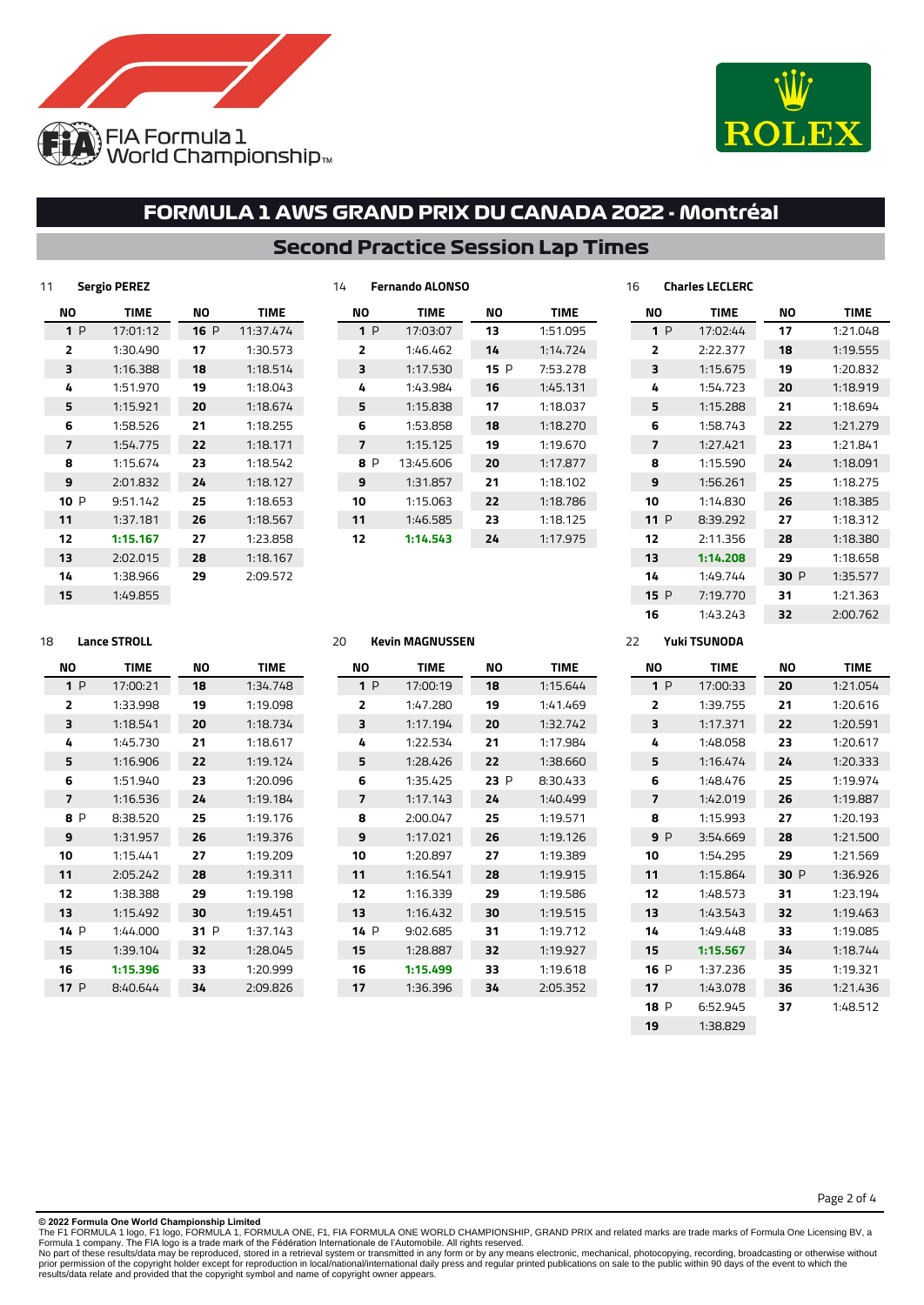FIA Formula 1 World Championship™

ROLEX

# FORMULA 1 AWS GRAND PRIX DU CANADA 2022 - Montréal

## Second Practice Session Lap Times

### 11 Sergio PEREZ

| NO | TIME | NO | TIME |
|---|---|---|---|
| 1 P | 17:01:12 | 16 P | 11:37.474 |
| 2 | 1:30.490 | 17 | 1:30.573 |
| 3 | 1:16.388 | 18 | 1:18.514 |
| 4 | 1:51.970 | 19 | 1:18.043 |
| 5 | 1:15.921 | 20 | 1:18.674 |
| 6 | 1:58.526 | 21 | 1:18.255 |
| 7 | 1:54.775 | 22 | 1:18.171 |
| 8 | 1:15.674 | 23 | 1:18.542 |
| 9 | 2:01.832 | 24 | 1:18.127 |
| 10 P | 9:51.142 | 25 | 1:18.653 |
| 11 | 1:37.181 | 26 | 1:18.567 |
| 12 | **1:15.167** | 27 | 1:23.858 |
| 13 | 2:02.015 | 28 | 1:18.167 |
| 14 | 1:38.966 | 29 | 2:09.572 |
| 15 | 1:49.855 | | |

### 14 Fernando ALONSO

| NO | TIME | NO | TIME |
|---|---|---|---|
| 1 P | 17:03:07 | 13 | 1:51.095 |
| 2 | 1:46.462 | 14 | 1:14.724 |
| 3 | 1:17.530 | 15 P | 7:53.278 |
| 4 | 1:43.984 | 16 | 1:45.131 |
| 5 | 1:15.838 | 17 | 1:18.037 |
| 6 | 1:53.858 | 18 | 1:18.270 |
| 7 | 1:15.125 | 19 | 1:19.670 |
| 8 P | 13:45.606 | 20 | 1:17.877 |
| 9 | 1:31.857 | 21 | 1:18.102 |
| 10 | 1:15.063 | 22 | 1:18.786 |
| 11 | 1:46.585 | 23 | 1:18.125 |
| 12 | **1:14.543** | 24 | 1:17.975 |

### 16 Charles LECLERC

| NO | TIME | NO | TIME |
|---|---|---|---|
| 1 P | 17:02:44 | 17 | 1:21.048 |
| 2 | 2:22.377 | 18 | 1:19.555 |
| 3 | 1:15.675 | 19 | 1:20.832 |
| 4 | 1:54.723 | 20 | 1:18.919 |
| 5 | 1:15.288 | 21 | 1:18.694 |
| 6 | 1:58.743 | 22 | 1:21.279 |
| 7 | 1:27.421 | 23 | 1:21.841 |
| 8 | 1:15.590 | 24 | 1:18.091 |
| 9 | 1:56.261 | 25 | 1:18.275 |
| 10 | 1:14.830 | 26 | 1:18.385 |
| 11 P | 8:39.292 | 27 | 1:18.312 |
| 12 | 2:11.356 | 28 | 1:18.380 |
| 13 | **1:14.208** | 29 | 1:18.658 |
| 14 | 1:49.744 | 30 P | 1:35.577 |
| 15 P | 7:19.770 | 31 | 1:21.363 |
| 16 | 1:43.243 | 32 | 2:00.762 |

### 18 Lance STROLL

| NO | TIME | NO | TIME |
|---|---|---|---|
| 1 P | 17:00:21 | 18 | 1:34.748 |
| 2 | 1:33.998 | 19 | 1:19.098 |
| 3 | 1:18.541 | 20 | 1:18.734 |
| 4 | 1:45.730 | 21 | 1:18.617 |
| 5 | 1:16.906 | 22 | 1:19.124 |
| 6 | 1:51.940 | 23 | 1:20.096 |
| 7 | 1:16.536 | 24 | 1:19.184 |
| 8 P | 8:38.520 | 25 | 1:19.176 |
| 9 | 1:31.957 | 26 | 1:19.376 |
| 10 | 1:15.441 | 27 | 1:19.209 |
| 11 | 2:05.242 | 28 | 1:19.311 |
| 12 | 1:38.388 | 29 | 1:19.198 |
| 13 | 1:15.492 | 30 | 1:19.451 |
| 14 P | 1:44.000 | 31 P | 1:37.143 |
| 15 | 1:39.104 | 32 | 1:28.045 |
| 16 | **1:15.396** | 33 | 1:20.999 |
| 17 P | 8:40.644 | 34 | 2:09.826 |

### 20 Kevin MAGNUSSEN

| NO | TIME | NO | TIME |
|---|---|---|---|
| 1 P | 17:00:19 | 18 | 1:15.644 |
| 2 | 1:47.280 | 19 | 1:41.469 |
| 3 | 1:17.194 | 20 | 1:32.742 |
| 4 | 1:22.534 | 21 | 1:17.984 |
| 5 | 1:28.426 | 22 | 1:38.660 |
| 6 | 1:35.425 | 23 P | 8:30.433 |
| 7 | 1:17.143 | 24 | 1:40.499 |
| 8 | 2:00.047 | 25 | 1:19.571 |
| 9 | 1:17.021 | 26 | 1:19.126 |
| 10 | 1:20.897 | 27 | 1:19.389 |
| 11 | 1:16.541 | 28 | 1:19.915 |
| 12 | 1:16.339 | 29 | 1:19.586 |
| 13 | 1:16.432 | 30 | 1:19.515 |
| 14 P | 9:02.685 | 31 | 1:19.712 |
| 15 | 1:28.887 | 32 | 1:19.927 |
| 16 | **1:15.499** | 33 | 1:19.618 |
| 17 | 1:36.396 | 34 | 2:05.352 |

### 22 Yuki TSUNODA

| NO | TIME | NO | TIME |
|---|---|---|---|
| 1 P | 17:00:33 | 20 | 1:21.054 |
| 2 | 1:39.755 | 21 | 1:20.616 |
| 3 | 1:17.371 | 22 | 1:20.591 |
| 4 | 1:48.058 | 23 | 1:20.617 |
| 5 | 1:16.474 | 24 | 1:20.333 |
| 6 | 1:48.476 | 25 | 1:19.974 |
| 7 | 1:42.019 | 26 | 1:19.887 |
| 8 | 1:15.993 | 27 | 1:20.193 |
| 9 P | 3:54.669 | 28 | 1:21.500 |
| 10 | 1:54.295 | 29 | 1:21.569 |
| 11 | 1:15.864 | 30 P | 1:36.926 |
| 12 | 1:48.573 | 31 | 1:23.194 |
| 13 | 1:43.543 | 32 | 1:19.463 |
| 14 | 1:49.448 | 33 | 1:19.085 |
| 15 | **1:15.567** | 34 | 1:18.744 |
| 16 P | 1:37.236 | 35 | 1:19.321 |
| 17 | 1:43.078 | 36 | 1:21.436 |
| 18 P | 6:52.945 | 37 | 1:48.512 |
| 19 | 1:38.829 | | |

**© 2022 Formula One World Championship Limited**
The F1 FORMULA 1 logo, F1 logo, FORMULA 1, FORMULA ONE, F1, FIA FORMULA ONE WORLD CHAMPIONSHIP, GRAND PRIX and related marks are trade marks of Formula One Licensing BV, a Formula 1 company. The FIA logo is a trade mark of the Fédération Internationale de l'Automobile. All rights reserved.
No part of these results/data may be reproduced, stored in a retrieval system or transmitted in any form or by any means electronic, mechanical, photocopying, recording, broadcasting or otherwise without prior permission of the copyright holder except for reproduction in local/national/international daily press and regular printed publications on sale to the public within 90 days of the event to which the results/data relate and provided that the copyright symbol and name of copyright owner appears.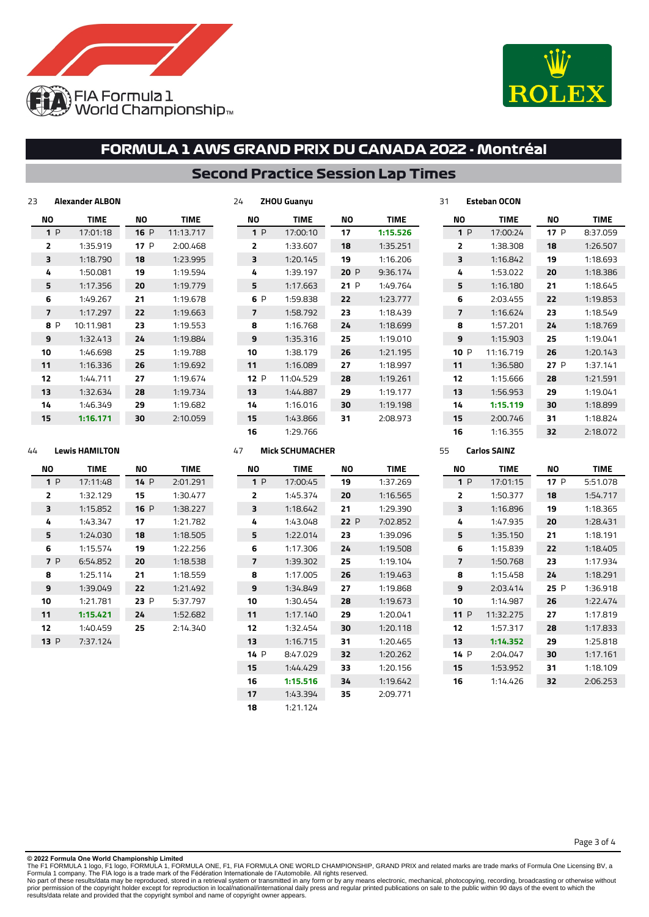# FORMULA 1 AWS GRAND PRIX DU CANADA 2022 - Montréal

## Second Practice Session Lap Times

### 23 Alexander ALBON

| NO | TIME | NO | TIME |
|---|---|---|---|
| 1 P | 17:01:18 | 16 P | 11:13.717 |
| 2 | 1:35.919 | 17 P | 2:00.468 |
| 3 | 1:18.790 | 18 | 1:23.995 |
| 4 | 1:50.081 | 19 | 1:19.594 |
| 5 | 1:17.356 | 20 | 1:19.779 |
| 6 | 1:49.267 | 21 | 1:19.678 |
| 7 | 1:17.297 | 22 | 1:19.663 |
| 8 P | 10:11.981 | 23 | 1:19.553 |
| 9 | 1:32.413 | 24 | 1:19.884 |
| 10 | 1:46.698 | 25 | 1:19.788 |
| 11 | 1:16.336 | 26 | 1:19.692 |
| 12 | 1:44.711 | 27 | 1:19.674 |
| 13 | 1:32.634 | 28 | 1:19.734 |
| 14 | 1:46.349 | 29 | 1:19.682 |
| 15 | **1:16.171** | 30 | 2:10.059 |

### 24 ZHOU Guanyu

| NO | TIME | NO | TIME |
|---|---|---|---|
| 1 P | 17:00:10 | 17 | **1:15.526** |
| 2 | 1:33.607 | 18 | 1:35.251 |
| 3 | 1:20.145 | 19 | 1:16.206 |
| 4 | 1:39.197 | 20 P | 9:36.174 |
| 5 | 1:17.663 | 21 P | 1:49.764 |
| 6 P | 1:59.838 | 22 | 1:23.777 |
| 7 | 1:58.792 | 23 | 1:18.439 |
| 8 | 1:16.768 | 24 | 1:18.699 |
| 9 | 1:35.316 | 25 | 1:19.010 |
| 10 | 1:38.179 | 26 | 1:21.195 |
| 11 | 1:16.089 | 27 | 1:18.997 |
| 12 P | 11:04.529 | 28 | 1:19.261 |
| 13 | 1:44.887 | 29 | 1:19.177 |
| 14 | 1:16.016 | 30 | 1:19.198 |
| 15 | 1:43.866 | 31 | 2:08.973 |
| 16 | 1:29.766 | | |

### 31 Esteban OCON

| NO | TIME | NO | TIME |
|---|---|---|---|
| 1 P | 17:00:24 | 17 P | 8:37.059 |
| 2 | 1:38.308 | 18 | 1:26.507 |
| 3 | 1:16.842 | 19 | 1:18.693 |
| 4 | 1:53.022 | 20 | 1:18.386 |
| 5 | 1:16.180 | 21 | 1:18.645 |
| 6 | 2:03.455 | 22 | 1:19.853 |
| 7 | 1:16.624 | 23 | 1:18.549 |
| 8 | 1:57.201 | 24 | 1:18.769 |
| 9 | 1:15.903 | 25 | 1:19.041 |
| 10 P | 11:16.719 | 26 | 1:20.143 |
| 11 | 1:36.580 | 27 P | 1:37.141 |
| 12 | 1:15.666 | 28 | 1:21.591 |
| 13 | 1:56.953 | 29 | 1:19.041 |
| 14 | **1:15.119** | 30 | 1:18.899 |
| 15 | 2:00.746 | 31 | 1:18.824 |
| 16 | 1:16.355 | 32 | 2:18.072 |

### 44 Lewis HAMILTON

| NO | TIME | NO | TIME |
|---|---|---|---|
| 1 P | 17:11:48 | 14 P | 2:01.291 |
| 2 | 1:32.129 | 15 | 1:30.477 |
| 3 | 1:15.852 | 16 P | 1:38.227 |
| 4 | 1:43.347 | 17 | 1:21.782 |
| 5 | 1:24.030 | 18 | 1:18.505 |
| 6 | 1:15.574 | 19 | 1:22.256 |
| 7 P | 6:54.852 | 20 | 1:18.538 |
| 8 | 1:25.114 | 21 | 1:18.559 |
| 9 | 1:39.049 | 22 | 1:21.492 |
| 10 | 1:21.781 | 23 P | 5:37.797 |
| 11 | **1:15.421** | 24 | 1:52.682 |
| 12 | 1:40.459 | 25 | 2:14.340 |
| 13 P | 7:37.124 | | |

### 47 Mick SCHUMACHER

| NO | TIME | NO | TIME |
|---|---|---|---|
| 1 P | 17:00:45 | 19 | 1:37.269 |
| 2 | 1:45.374 | 20 | 1:16.565 |
| 3 | 1:18.642 | 21 | 1:29.390 |
| 4 | 1:43.048 | 22 P | 7:02.852 |
| 5 | 1:22.014 | 23 | 1:39.096 |
| 6 | 1:17.306 | 24 | 1:19.508 |
| 7 | 1:39.302 | 25 | 1:19.104 |
| 8 | 1:17.005 | 26 | 1:19.463 |
| 9 | 1:34.849 | 27 | 1:19.868 |
| 10 | 1:30.454 | 28 | 1:19.673 |
| 11 | 1:17.140 | 29 | 1:20.041 |
| 12 | 1:32.454 | 30 | 1:20.118 |
| 13 | 1:16.715 | 31 | 1:20.465 |
| 14 P | 8:47.029 | 32 | 1:20.262 |
| 15 | 1:44.429 | 33 | 1:20.156 |
| 16 | **1:15.516** | 34 | 1:19.642 |
| 17 | 1:43.394 | 35 | 2:09.771 |
| 18 | 1:21.124 | | |

### 55 Carlos SAINZ

| NO | TIME | NO | TIME |
|---|---|---|---|
| 1 P | 17:01:15 | 17 P | 5:51.078 |
| 2 | 1:50.377 | 18 | 1:54.717 |
| 3 | 1:16.896 | 19 | 1:18.365 |
| 4 | 1:47.935 | 20 | 1:28.431 |
| 5 | 1:35.150 | 21 | 1:18.191 |
| 6 | 1:15.839 | 22 | 1:18.405 |
| 7 | 1:50.768 | 23 | 1:17.934 |
| 8 | 1:15.458 | 24 | 1:18.291 |
| 9 | 2:03.414 | 25 P | 1:36.918 |
| 10 | 1:14.987 | 26 | 1:22.474 |
| 11 P | 11:32.275 | 27 | 1:17.819 |
| 12 | 1:57.317 | 28 | 1:17.833 |
| 13 | **1:14.352** | 29 | 1:25.818 |
| 14 P | 2:04.047 | 30 | 1:17.161 |
| 15 | 1:53.952 | 31 | 1:18.109 |
| 16 | 1:14.426 | 32 | 2:06.253 |

**© 2022 Formula One World Championship Limited**
The F1 FORMULA 1 logo, F1 logo, FORMULA 1, FORMULA ONE, F1, FIA FORMULA ONE WORLD CHAMPIONSHIP, GRAND PRIX and related marks are trade marks of Formula One Licensing BV, a Formula 1 company. The FIA logo is a trade mark of the Fédération Internationale de l'Automobile. All rights reserved.
No part of these results/data may be reproduced, stored in a retrieval system or transmitted in any form or by any means electronic, mechanical, photocopying, recording, broadcasting or otherwise without prior permission of the copyright holder except for reproduction in local/national/international daily press and regular printed publications on sale to the public within 90 days of the event to which the results/data relate and provided that the copyright symbol and name of copyright owner appears.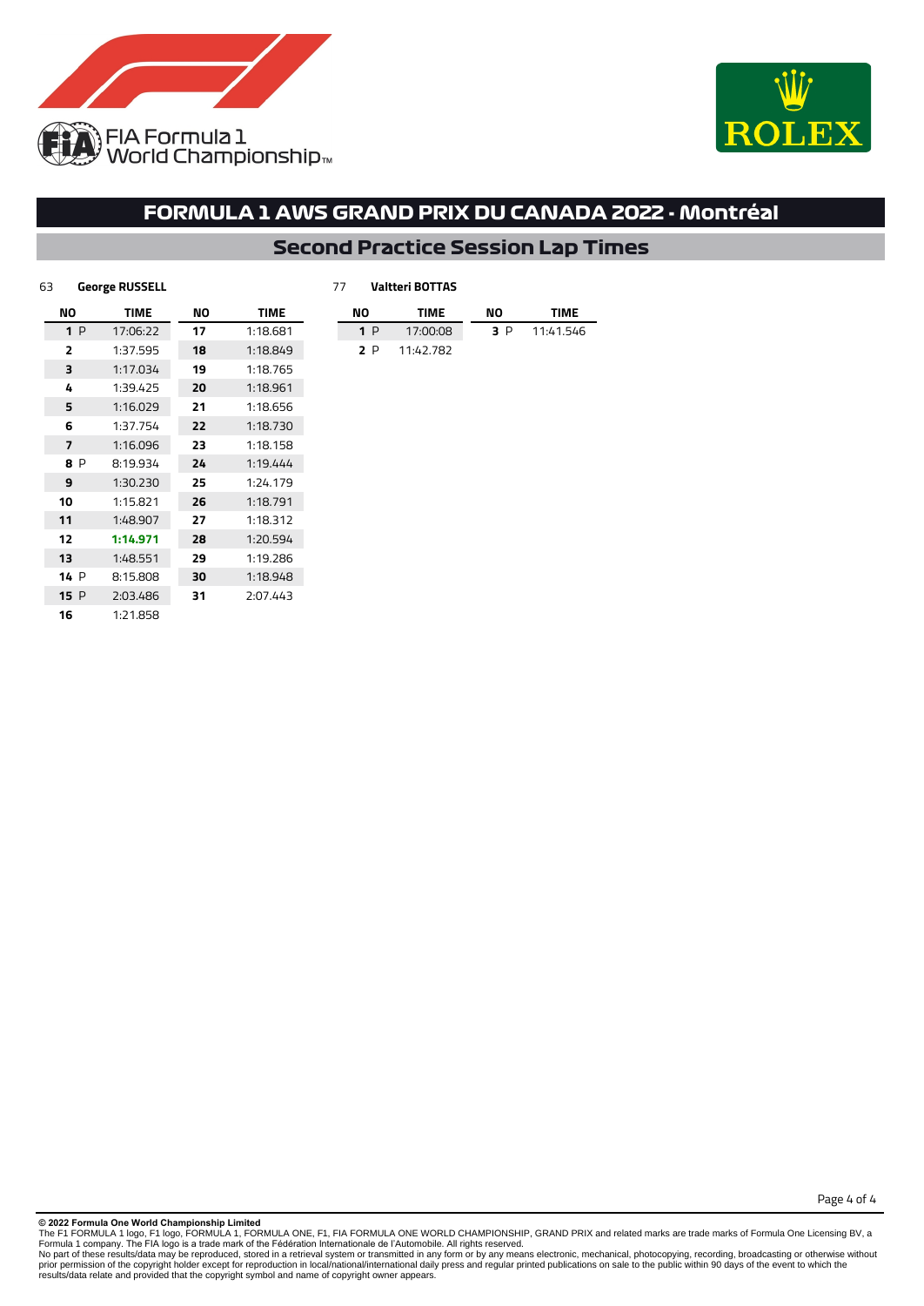FIA Formula 1 World Championship

# FORMULA 1 AWS GRAND PRIX DU CANADA 2022 - Montréal

## Second Practice Session Lap Times

### 63 George RUSSELL

| NO | TIME | NO | TIME |
|---|---|---|---|
| 1 P | 17:06:22 | 17 | 1:18.681 |
| 2 | 1:37.595 | 18 | 1:18.849 |
| 3 | 1:17.034 | 19 | 1:18.765 |
| 4 | 1:39.425 | 20 | 1:18.961 |
| 5 | 1:16.029 | 21 | 1:18.656 |
| 6 | 1:37.754 | 22 | 1:18.730 |
| 7 | 1:16.096 | 23 | 1:18.158 |
| 8 P | 8:19.934 | 24 | 1:19.444 |
| 9 | 1:30.230 | 25 | 1:24.179 |
| 10 | 1:15.821 | 26 | 1:18.791 |
| 11 | 1:48.907 | 27 | 1:18.312 |
| 12 | **1:14.971** | 28 | 1:20.594 |
| 13 | 1:48.551 | 29 | 1:19.286 |
| 14 P | 8:15.808 | 30 | 1:18.948 |
| 15 P | 2:03.486 | 31 | 2:07.443 |
| 16 | 1:21.858 | | |

### 77 Valtteri BOTTAS

| NO | TIME | NO | TIME |
|---|---|---|---|
| 1 P | 17:00:08 | 3 P | 11:41.546 |
| 2 P | 11:42.782 | | |

**© 2022 Formula One World Championship Limited**
The F1 FORMULA 1 logo, F1 logo, FORMULA 1, FORMULA ONE, F1, FIA FORMULA ONE WORLD CHAMPIONSHIP, GRAND PRIX and related marks are trade marks of Formula One Licensing BV, a Formula 1 company. The FIA logo is a trade mark of the Fédération Internationale de l'Automobile. All rights reserved.
No part of these results/data may be reproduced, stored in a retrieval system or transmitted in any form or by any means electronic, mechanical, photocopying, recording, broadcasting or otherwise without prior permission of the copyright holder except for reproduction in local/national/international daily press and regular printed publications on sale to the public within 90 days of the event to which the results/data relate and provided that the copyright symbol and name of copyright owner appears.